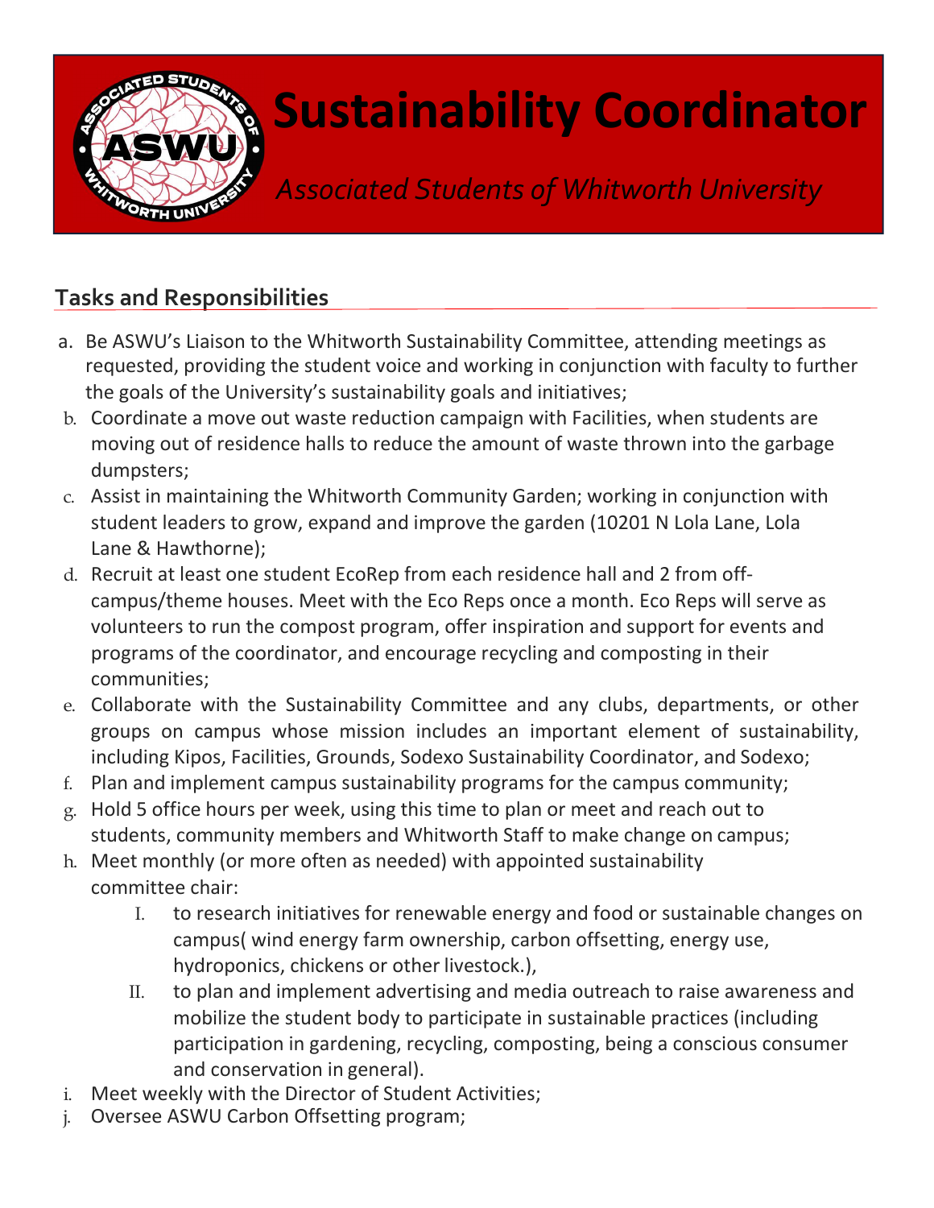# Sustainability Coordinator

*Associated Students of Whitworth University*

## Tasks and Responsibilities

a. Be ASWU's Liaison to the Whitworth Sustainability Committee, attending meetings as requested, providing the student voice and working in conjunction with faculty to further the goals of the University's sustainability goals and initiatives;

b. Coordinate a move out waste reduction campaign with Facilities, when students are moving out of residence halls to reduce the amount of waste thrown into the garbage dumpsters;

c. Assist in maintaining the Whitworth Community Garden; working in conjunction with student leaders to grow, expand and improve the garden (10201 N Lola Lane, Lola Lane & Hawthorne);

d. Recruit at least one student EcoRep from each residence hall and 2 from off-campus/theme houses. Meet with the Eco Reps once a month. Eco Reps will serve as volunteers to run the compost program, offer inspiration and support for events and programs of the coordinator, and encourage recycling and composting in their communities;

e. Collaborate with the Sustainability Committee and any clubs, departments, or other groups on campus whose mission includes an important element of sustainability, including Kipos, Facilities, Grounds, Sodexo Sustainability Coordinator, and Sodexo;

f. Plan and implement campus sustainability programs for the campus community;

g. Hold 5 office hours per week, using this time to plan or meet and reach out to students, community members and Whitworth Staff to make change on campus;

h. Meet monthly (or more often as needed) with appointed sustainability committee chair:

   I. to research initiatives for renewable energy and food or sustainable changes on campus( wind energy farm ownership, carbon offsetting, energy use, hydroponics, chickens or other livestock.),

   II. to plan and implement advertising and media outreach to raise awareness and mobilize the student body to participate in sustainable practices (including participation in gardening, recycling, composting, being a conscious consumer and conservation in general).

i. Meet weekly with the Director of Student Activities;

j. Oversee ASWU Carbon Offsetting program;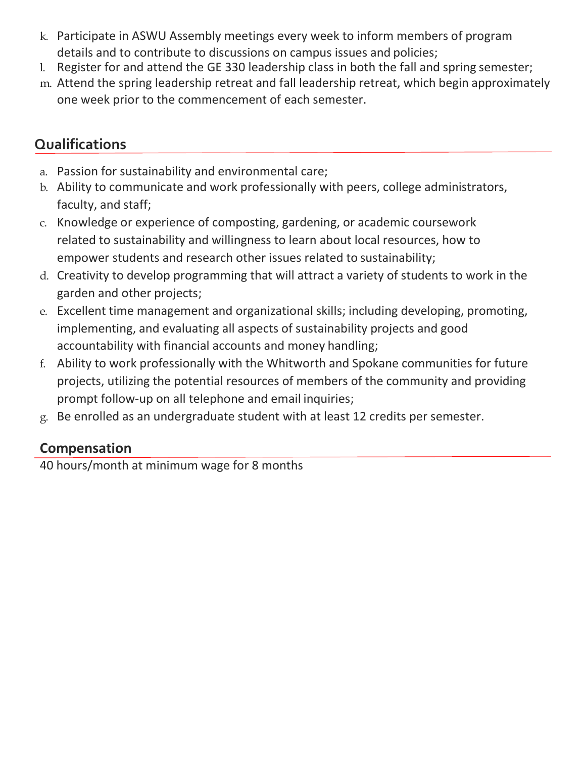k. Participate in ASWU Assembly meetings every week to inform members of program details and to contribute to discussions on campus issues and policies;
l. Register for and attend the GE 330 leadership class in both the fall and spring semester;
m. Attend the spring leadership retreat and fall leadership retreat, which begin approximately one week prior to the commencement of each semester.

## Qualifications

a. Passion for sustainability and environmental care;
b. Ability to communicate and work professionally with peers, college administrators, faculty, and staff;
c. Knowledge or experience of composting, gardening, or academic coursework related to sustainability and willingness to learn about local resources, how to empower students and research other issues related to sustainability;
d. Creativity to develop programming that will attract a variety of students to work in the garden and other projects;
e. Excellent time management and organizational skills; including developing, promoting, implementing, and evaluating all aspects of sustainability projects and good accountability with financial accounts and money handling;
f. Ability to work professionally with the Whitworth and Spokane communities for future projects, utilizing the potential resources of members of the community and providing prompt follow-up on all telephone and email inquiries;
g. Be enrolled as an undergraduate student with at least 12 credits per semester.

## Compensation

40 hours/month at minimum wage for 8 months